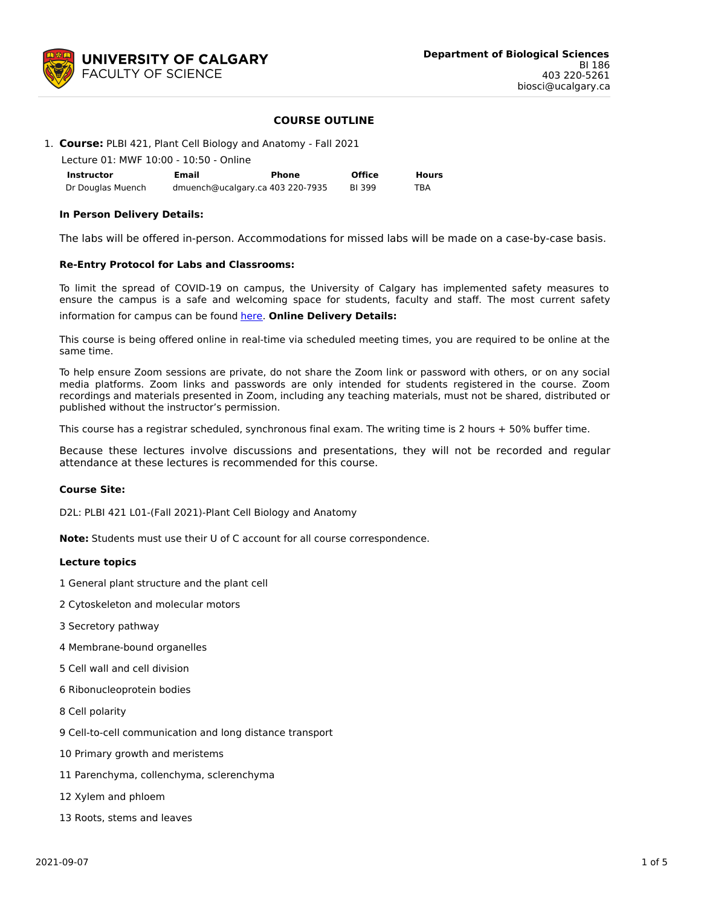**UNIVERSITY OF CALGARY**
**FACULTY OF SCIENCE**

**Department of Biological Sciences**
BI 186
403 220-5261
biosci@ucalgary.ca

## COURSE OUTLINE

1. **Course:** PLBI 421, Plant Cell Biology and Anatomy - Fall 2021

Lecture 01: MWF 10:00 - 10:50 - Online

| Instructor | Email | Phone | Office | Hours |
|---|---|---|---|---|
| Dr Douglas Muench | dmuench@ucalgary.ca | 403 220-7935 | BI 399 | TBA |

**In Person Delivery Details:**

The labs will be offered in-person. Accommodations for missed labs will be made on a case-by-case basis.

**Re-Entry Protocol for Labs and Classrooms:**

To limit the spread of COVID-19 on campus, the University of Calgary has implemented safety measures to ensure the campus is a safe and welcoming space for students, faculty and staff. The most current safety information for campus can be found here. **Online Delivery Details:**

This course is being offered online in real-time via scheduled meeting times, you are required to be online at the same time.

To help ensure Zoom sessions are private, do not share the Zoom link or password with others, or on any social media platforms. Zoom links and passwords are only intended for students registered in the course. Zoom recordings and materials presented in Zoom, including any teaching materials, must not be shared, distributed or published without the instructor's permission.

This course has a registrar scheduled, synchronous final exam. The writing time is 2 hours + 50% buffer time.

Because these lectures involve discussions and presentations, they will not be recorded and regular attendance at these lectures is recommended for this course.

**Course Site:**

D2L: PLBI 421 L01-(Fall 2021)-Plant Cell Biology and Anatomy

**Note:** Students must use their U of C account for all course correspondence.

**Lecture topics**

1 General plant structure and the plant cell

2 Cytoskeleton and molecular motors

3 Secretory pathway

4 Membrane-bound organelles

5 Cell wall and cell division

6 Ribonucleoprotein bodies

8 Cell polarity

9 Cell-to-cell communication and long distance transport

10 Primary growth and meristems

11 Parenchyma, collenchyma, sclerenchyma

12 Xylem and phloem

13 Roots, stems and leaves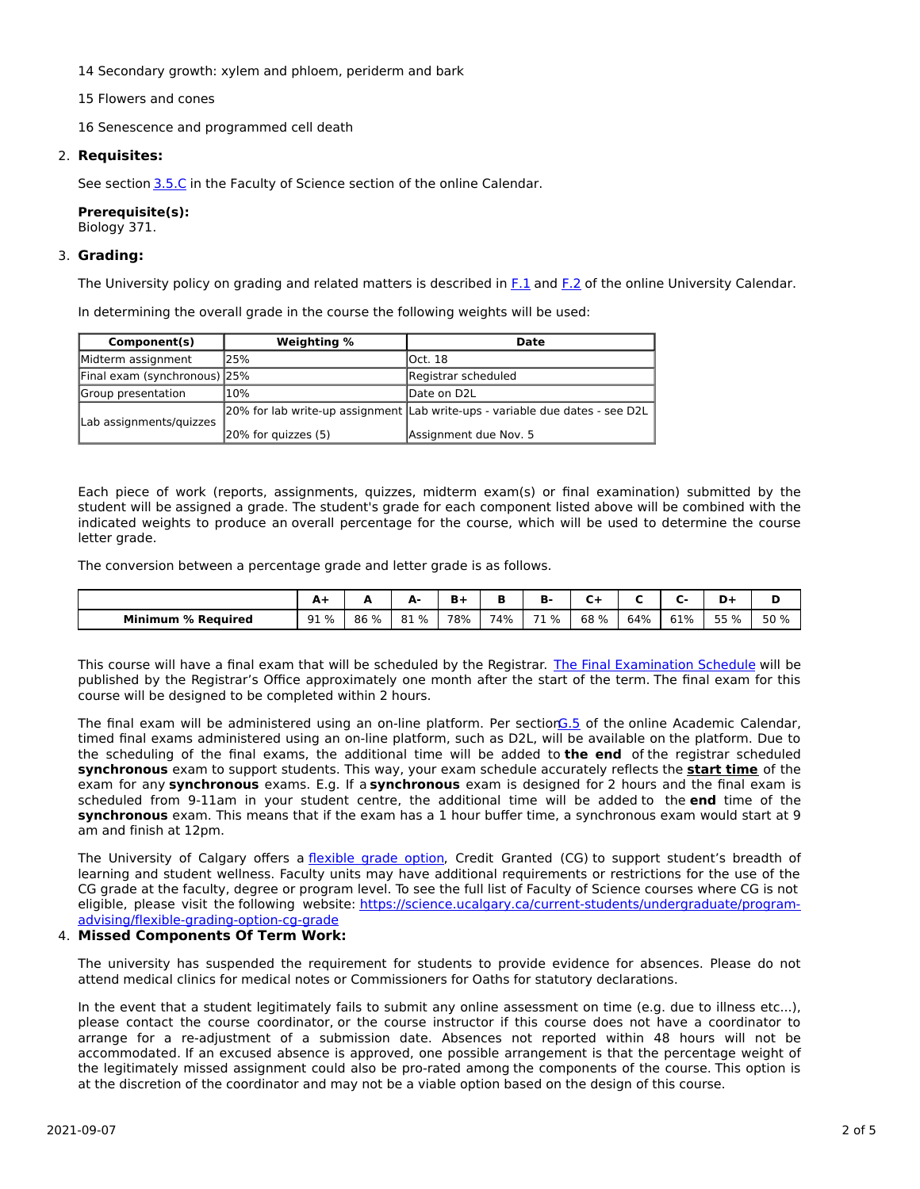14 Secondary growth: xylem and phloem, periderm and bark

15 Flowers and cones

16 Senescence and programmed cell death

2. **Requisites:**

   See section 3.5.C in the Faculty of Science section of the online Calendar.

   **Prerequisite(s):**
   Biology 371.

3. **Grading:**

   The University policy on grading and related matters is described in F.1 and F.2 of the online University Calendar.

   In determining the overall grade in the course the following weights will be used:

| Component(s) | Weighting % | Date |
|---|---|---|
| Midterm assignment | 25% | Oct. 18 |
| Final exam (synchronous) | 25% | Registrar scheduled |
| Group presentation | 10% | Date on D2L |
| Lab assignments/quizzes | 20% for lab write-up assignment | Lab write-ups - variable due dates - see D2L |
| | 20% for quizzes (5) | Assignment due Nov. 5 |

   Each piece of work (reports, assignments, quizzes, midterm exam(s) or final examination) submitted by the student will be assigned a grade. The student's grade for each component listed above will be combined with the indicated weights to produce an overall percentage for the course, which will be used to determine the course letter grade.

   The conversion between a percentage grade and letter grade is as follows.

| | A+ | A | A- | B+ | B | B- | C+ | C | C- | D+ | D |
|---|---|---|---|---|---|---|---|---|---|---|---|
| **Minimum % Required** | 91 % | 86 % | 81 % | 78% | 74% | 71 % | 68 % | 64% | 61% | 55 % | 50 % |

   This course will have a final exam that will be scheduled by the Registrar. The Final Examination Schedule will be published by the Registrar's Office approximately one month after the start of the term. The final exam for this course will be designed to be completed within 2 hours.

   The final exam will be administered using an on-line platform. Per section G.5 of the online Academic Calendar, timed final exams administered using an on-line platform, such as D2L, will be available on the platform. Due to the scheduling of the final exams, the additional time will be added to **the end** of the registrar scheduled **synchronous** exam to support students. This way, your exam schedule accurately reflects the **start time** of the exam for any **synchronous** exams. E.g. If a **synchronous** exam is designed for 2 hours and the final exam is scheduled from 9-11am in your student centre, the additional time will be added to the **end** time of the **synchronous** exam. This means that if the exam has a 1 hour buffer time, a synchronous exam would start at 9 am and finish at 12pm.

   The University of Calgary offers a flexible grade option, Credit Granted (CG) to support student's breadth of learning and student wellness. Faculty units may have additional requirements or restrictions for the use of the CG grade at the faculty, degree or program level. To see the full list of Faculty of Science courses where CG is not eligible, please visit the following website: https://science.ucalgary.ca/current-students/undergraduate/program-advising/flexible-grading-option-cg-grade

4. **Missed Components Of Term Work:**

   The university has suspended the requirement for students to provide evidence for absences. Please do not attend medical clinics for medical notes or Commissioners for Oaths for statutory declarations.

   In the event that a student legitimately fails to submit any online assessment on time (e.g. due to illness etc...), please contact the course coordinator, or the course instructor if this course does not have a coordinator to arrange for a re-adjustment of a submission date. Absences not reported within 48 hours will not be accommodated. If an excused absence is approved, one possible arrangement is that the percentage weight of the legitimately missed assignment could also be pro-rated among the components of the course. This option is at the discretion of the coordinator and may not be a viable option based on the design of this course.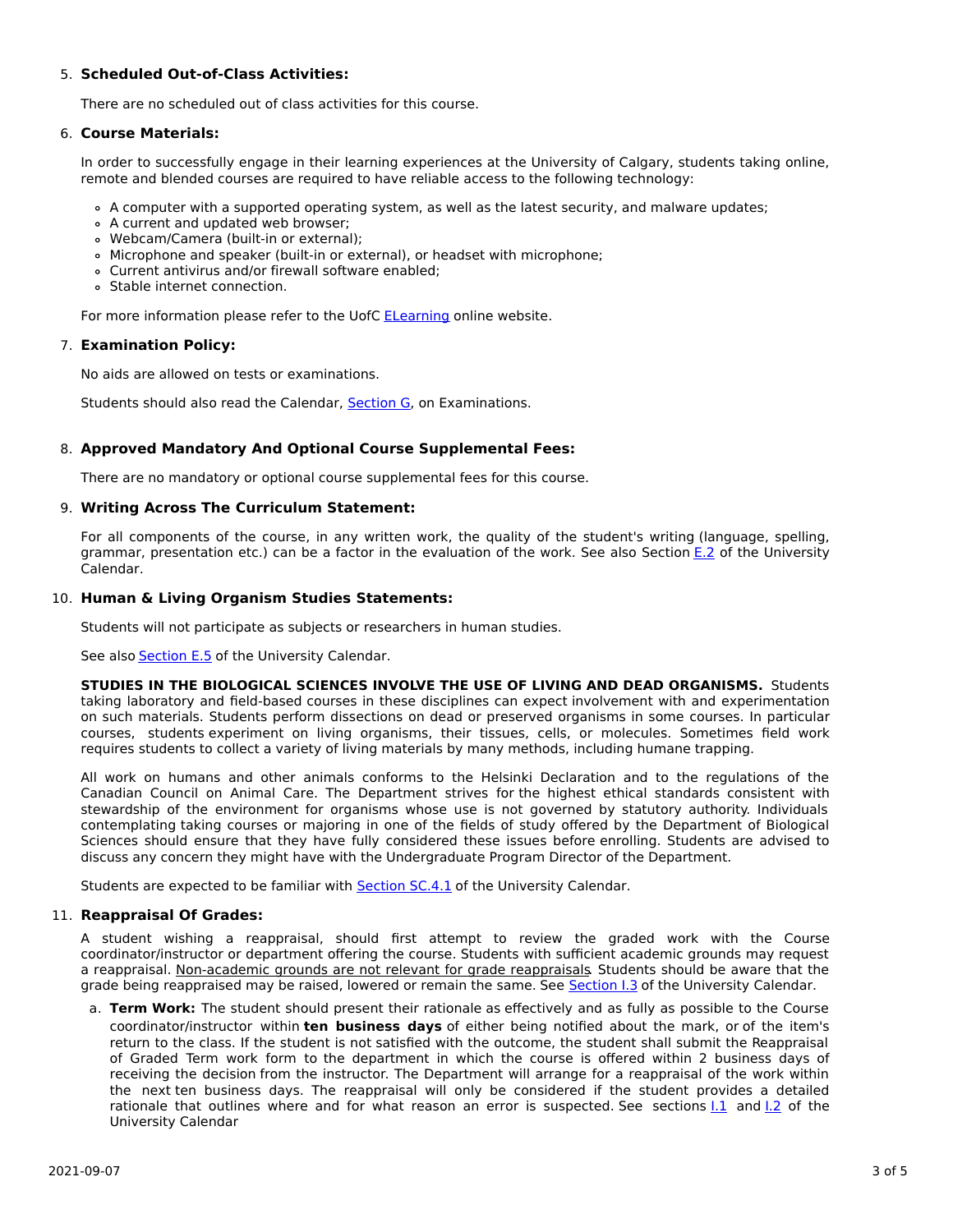5. **Scheduled Out-of-Class Activities:**

   There are no scheduled out of class activities for this course.

6. **Course Materials:**

   In order to successfully engage in their learning experiences at the University of Calgary, students taking online, remote and blended courses are required to have reliable access to the following technology:

   - A computer with a supported operating system, as well as the latest security, and malware updates;
   - A current and updated web browser;
   - Webcam/Camera (built-in or external);
   - Microphone and speaker (built-in or external), or headset with microphone;
   - Current antivirus and/or firewall software enabled;
   - Stable internet connection.

   For more information please refer to the UofC ELearning online website.

7. **Examination Policy:**

   No aids are allowed on tests or examinations.

   Students should also read the Calendar, Section G, on Examinations.

8. **Approved Mandatory And Optional Course Supplemental Fees:**

   There are no mandatory or optional course supplemental fees for this course.

9. **Writing Across The Curriculum Statement:**

   For all components of the course, in any written work, the quality of the student's writing (language, spelling, grammar, presentation etc.) can be a factor in the evaluation of the work. See also Section E.2 of the University Calendar.

10. **Human & Living Organism Studies Statements:**

    Students will not participate as subjects or researchers in human studies.

    See also Section E.5 of the University Calendar.

    **STUDIES IN THE BIOLOGICAL SCIENCES INVOLVE THE USE OF LIVING AND DEAD ORGANISMS.** Students taking laboratory and field-based courses in these disciplines can expect involvement with and experimentation on such materials. Students perform dissections on dead or preserved organisms in some courses. In particular courses, students experiment on living organisms, their tissues, cells, or molecules. Sometimes field work requires students to collect a variety of living materials by many methods, including humane trapping.

    All work on humans and other animals conforms to the Helsinki Declaration and to the regulations of the Canadian Council on Animal Care. The Department strives for the highest ethical standards consistent with stewardship of the environment for organisms whose use is not governed by statutory authority. Individuals contemplating taking courses or majoring in one of the fields of study offered by the Department of Biological Sciences should ensure that they have fully considered these issues before enrolling. Students are advised to discuss any concern they might have with the Undergraduate Program Director of the Department.

    Students are expected to be familiar with Section SC.4.1 of the University Calendar.

11. **Reappraisal Of Grades:**

    A student wishing a reappraisal, should first attempt to review the graded work with the Course coordinator/instructor or department offering the course. Students with sufficient academic grounds may request a reappraisal. Non-academic grounds are not relevant for grade reappraisals. Students should be aware that the grade being reappraised may be raised, lowered or remain the same. See Section I.3 of the University Calendar.

    a. **Term Work:** The student should present their rationale as effectively and as fully as possible to the Course coordinator/instructor within **ten business days** of either being notified about the mark, or of the item's return to the class. If the student is not satisfied with the outcome, the student shall submit the Reappraisal of Graded Term work form to the department in which the course is offered within 2 business days of receiving the decision from the instructor. The Department will arrange for a reappraisal of the work within the next ten business days. The reappraisal will only be considered if the student provides a detailed rationale that outlines where and for what reason an error is suspected. See sections I.1 and I.2 of the University Calendar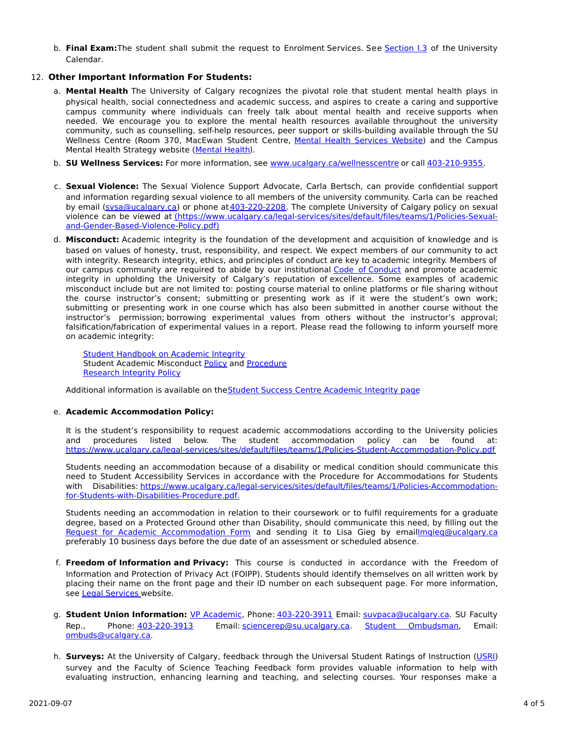b. **Final Exam:** The student shall submit the request to Enrolment Services. See Section I.3 of the University Calendar.

12. **Other Important Information For Students:**

a. **Mental Health** The University of Calgary recognizes the pivotal role that student mental health plays in physical health, social connectedness and academic success, and aspires to create a caring and supportive campus community where individuals can freely talk about mental health and receive supports when needed. We encourage you to explore the mental health resources available throughout the university community, such as counselling, self-help resources, peer support or skills-building available through the SU Wellness Centre (Room 370, MacEwan Student Centre, Mental Health Services Website) and the Campus Mental Health Strategy website (Mental Health).

b. **SU Wellness Services:** For more information, see www.ucalgary.ca/wellnesscentre or call 403-210-9355.

c. **Sexual Violence:** The Sexual Violence Support Advocate, Carla Bertsch, can provide confidential support and information regarding sexual violence to all members of the university community. Carla can be reached by email (svsa@ucalgary.ca) or phone at 403-220-2208. The complete University of Calgary policy on sexual violence can be viewed at (https://www.ucalgary.ca/legal-services/sites/default/files/teams/1/Policies-Sexual-and-Gender-Based-Violence-Policy.pdf)

d. **Misconduct:** Academic integrity is the foundation of the development and acquisition of knowledge and is based on values of honesty, trust, responsibility, and respect. We expect members of our community to act with integrity. Research integrity, ethics, and principles of conduct are key to academic integrity. Members of our campus community are required to abide by our institutional Code of Conduct and promote academic integrity in upholding the University of Calgary's reputation of excellence. Some examples of academic misconduct include but are not limited to: posting course material to online platforms or file sharing without the course instructor's consent; submitting or presenting work as if it were the student's own work; submitting or presenting work in one course which has also been submitted in another course without the instructor's permission; borrowing experimental values from others without the instructor's approval; falsification/fabrication of experimental values in a report. Please read the following to inform yourself more on academic integrity:

Student Handbook on Academic Integrity
Student Academic Misconduct Policy and Procedure
Research Integrity Policy

Additional information is available on the Student Success Centre Academic Integrity page

e. **Academic Accommodation Policy:**

It is the student's responsibility to request academic accommodations according to the University policies and procedures listed below. The student accommodation policy can be found at: https://www.ucalgary.ca/legal-services/sites/default/files/teams/1/Policies-Student-Accommodation-Policy.pdf

Students needing an accommodation because of a disability or medical condition should communicate this need to Student Accessibility Services in accordance with the Procedure for Accommodations for Students with Disabilities: https://www.ucalgary.ca/legal-services/sites/default/files/teams/1/Policies-Accommodation-for-Students-with-Disabilities-Procedure.pdf.

Students needing an accommodation in relation to their coursework or to fulfil requirements for a graduate degree, based on a Protected Ground other than Disability, should communicate this need, by filling out the Request for Academic Accommodation Form and sending it to Lisa Gieg by email lmgieg@ucalgary.ca preferably 10 business days before the due date of an assessment or scheduled absence.

f. **Freedom of Information and Privacy:** This course is conducted in accordance with the Freedom of Information and Protection of Privacy Act (FOIPP). Students should identify themselves on all written work by placing their name on the front page and their ID number on each subsequent page. For more information, see Legal Services website.

g. **Student Union Information:** VP Academic, Phone: 403-220-3911 Email: suvpaca@ucalgary.ca. SU Faculty Rep., Phone: 403-220-3913 Email: sciencerep@su.ucalgary.ca. Student Ombudsman, Email: ombuds@ucalgary.ca.

h. **Surveys:** At the University of Calgary, feedback through the Universal Student Ratings of Instruction (USRI) survey and the Faculty of Science Teaching Feedback form provides valuable information to help with evaluating instruction, enhancing learning and teaching, and selecting courses. Your responses make a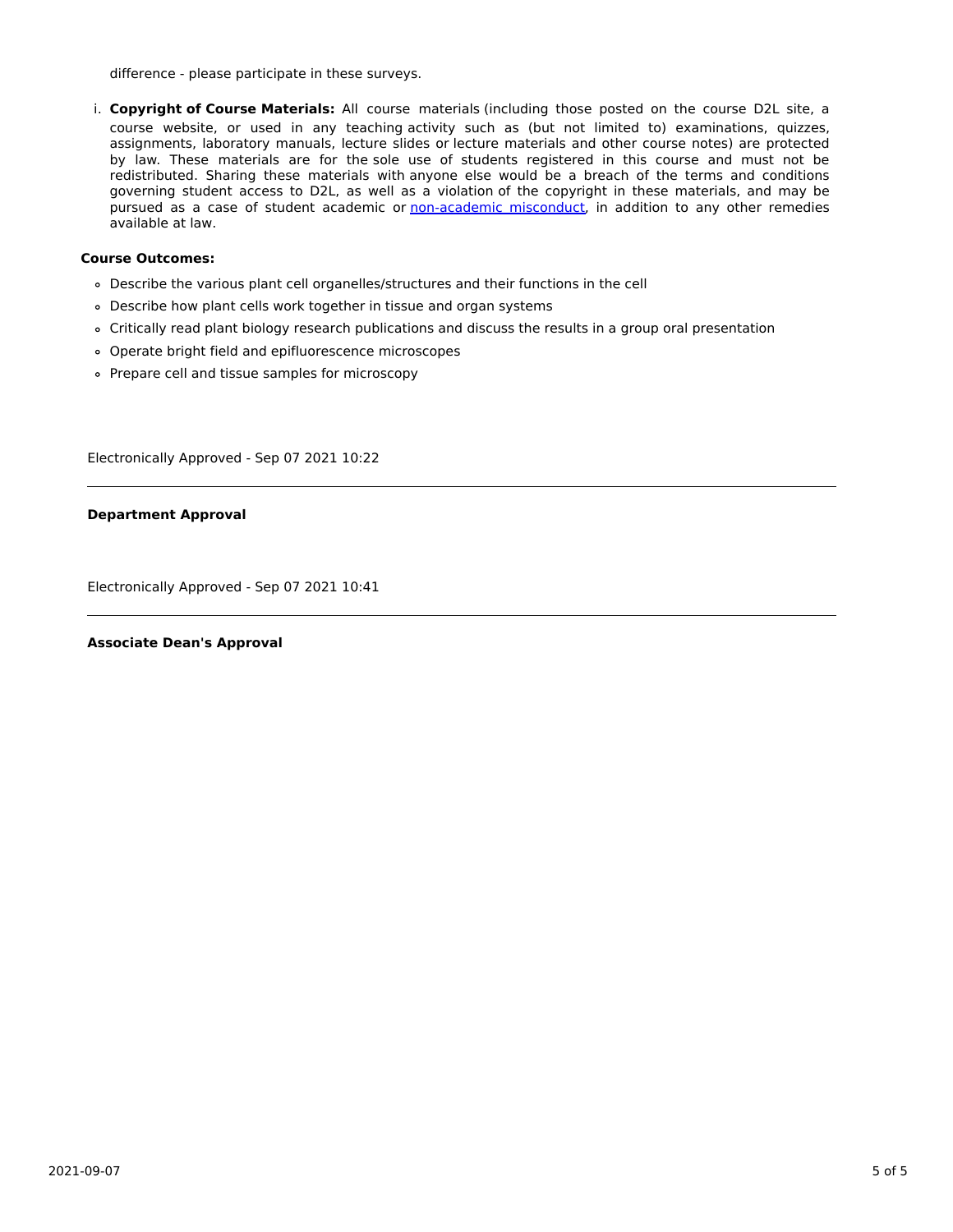difference - please participate in these surveys.

i. **Copyright of Course Materials:** All course materials (including those posted on the course D2L site, a course website, or used in any teaching activity such as (but not limited to) examinations, quizzes, assignments, laboratory manuals, lecture slides or lecture materials and other course notes) are protected by law. These materials are for the sole use of students registered in this course and must not be redistributed. Sharing these materials with anyone else would be a breach of the terms and conditions governing student access to D2L, as well as a violation of the copyright in these materials, and may be pursued as a case of student academic or non-academic misconduct, in addition to any other remedies available at law.

**Course Outcomes:**

- Describe the various plant cell organelles/structures and their functions in the cell
- Describe how plant cells work together in tissue and organ systems
- Critically read plant biology research publications and discuss the results in a group oral presentation
- Operate bright field and epifluorescence microscopes
- Prepare cell and tissue samples for microscopy

Electronically Approved - Sep 07 2021 10:22

---

**Department Approval**

Electronically Approved - Sep 07 2021 10:41

---

**Associate Dean's Approval**